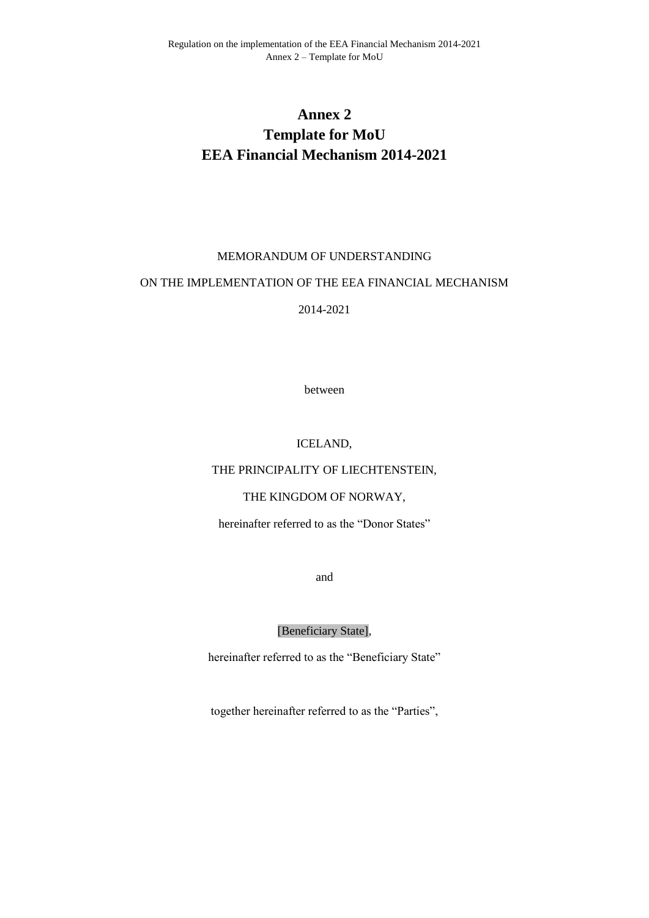# Annex 2
# Template for MoU
# EEA Financial Mechanism 2014-2021

MEMORANDUM OF UNDERSTANDING

ON THE IMPLEMENTATION OF THE EEA FINANCIAL MECHANISM

2014-2021

between

ICELAND,

THE PRINCIPALITY OF LIECHTENSTEIN,

THE KINGDOM OF NORWAY,

hereinafter referred to as the "Donor States"

and

[Beneficiary State],

hereinafter referred to as the "Beneficiary State"

together hereinafter referred to as the "Parties",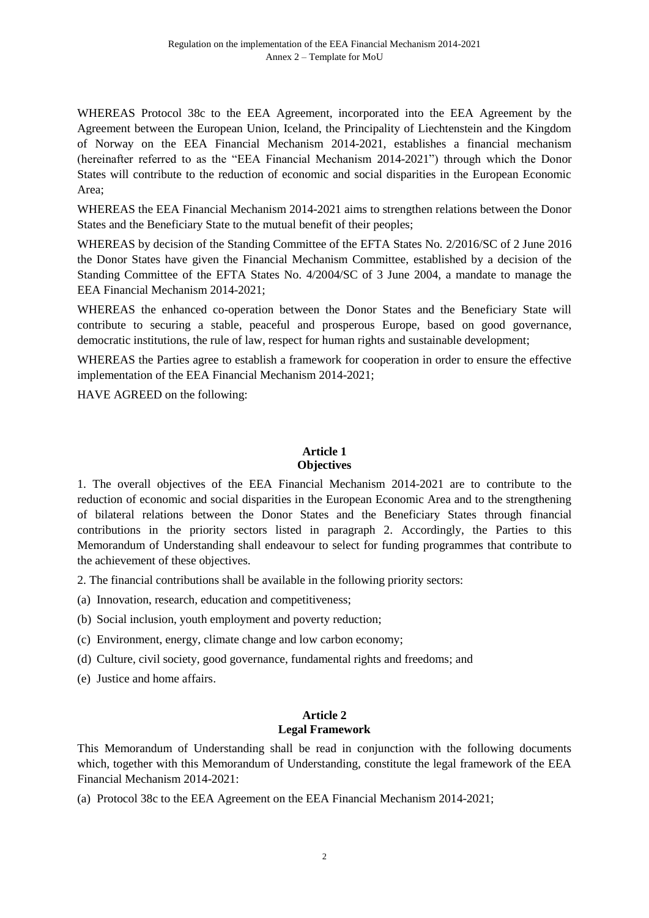WHEREAS Protocol 38c to the EEA Agreement, incorporated into the EEA Agreement by the Agreement between the European Union, Iceland, the Principality of Liechtenstein and the Kingdom of Norway on the EEA Financial Mechanism 2014-2021, establishes a financial mechanism (hereinafter referred to as the "EEA Financial Mechanism 2014-2021") through which the Donor States will contribute to the reduction of economic and social disparities in the European Economic Area;

WHEREAS the EEA Financial Mechanism 2014-2021 aims to strengthen relations between the Donor States and the Beneficiary State to the mutual benefit of their peoples;

WHEREAS by decision of the Standing Committee of the EFTA States No. 2/2016/SC of 2 June 2016 the Donor States have given the Financial Mechanism Committee, established by a decision of the Standing Committee of the EFTA States No. 4/2004/SC of 3 June 2004, a mandate to manage the EEA Financial Mechanism 2014-2021;

WHEREAS the enhanced co-operation between the Donor States and the Beneficiary State will contribute to securing a stable, peaceful and prosperous Europe, based on good governance, democratic institutions, the rule of law, respect for human rights and sustainable development;

WHEREAS the Parties agree to establish a framework for cooperation in order to ensure the effective implementation of the EEA Financial Mechanism 2014-2021;

HAVE AGREED on the following:

## Article 1
## Objectives

1. The overall objectives of the EEA Financial Mechanism 2014-2021 are to contribute to the reduction of economic and social disparities in the European Economic Area and to the strengthening of bilateral relations between the Donor States and the Beneficiary States through financial contributions in the priority sectors listed in paragraph 2. Accordingly, the Parties to this Memorandum of Understanding shall endeavour to select for funding programmes that contribute to the achievement of these objectives.

2. The financial contributions shall be available in the following priority sectors:

(a) Innovation, research, education and competitiveness;

(b) Social inclusion, youth employment and poverty reduction;

(c) Environment, energy, climate change and low carbon economy;

(d) Culture, civil society, good governance, fundamental rights and freedoms; and

(e) Justice and home affairs.

## Article 2
## Legal Framework

This Memorandum of Understanding shall be read in conjunction with the following documents which, together with this Memorandum of Understanding, constitute the legal framework of the EEA Financial Mechanism 2014-2021:

(a) Protocol 38c to the EEA Agreement on the EEA Financial Mechanism 2014-2021;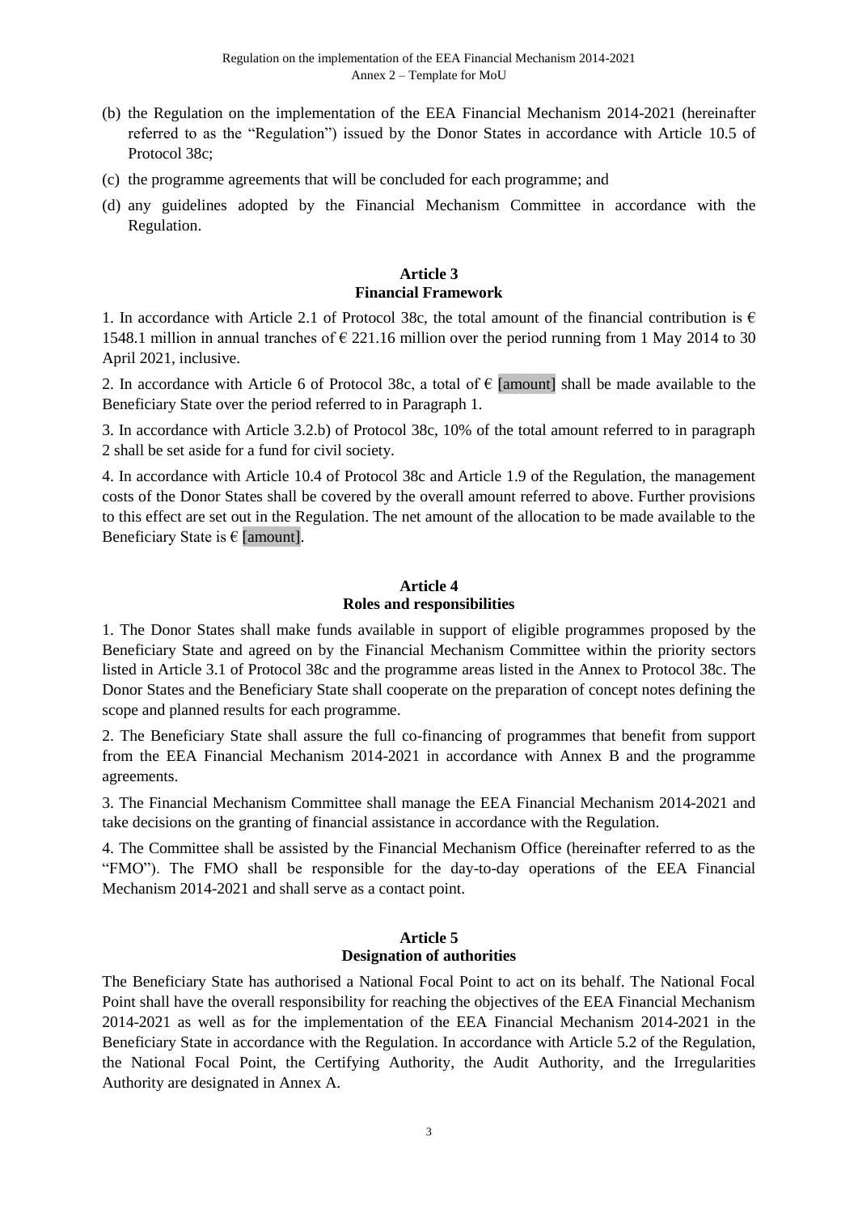(b) the Regulation on the implementation of the EEA Financial Mechanism 2014-2021 (hereinafter referred to as the "Regulation") issued by the Donor States in accordance with Article 10.5 of Protocol 38c;

(c) the programme agreements that will be concluded for each programme; and

(d) any guidelines adopted by the Financial Mechanism Committee in accordance with the Regulation.

**Article 3**
**Financial Framework**

1. In accordance with Article 2.1 of Protocol 38c, the total amount of the financial contribution is € 1548.1 million in annual tranches of € 221.16 million over the period running from 1 May 2014 to 30 April 2021, inclusive.

2. In accordance with Article 6 of Protocol 38c, a total of € [amount] shall be made available to the Beneficiary State over the period referred to in Paragraph 1.

3. In accordance with Article 3.2.b) of Protocol 38c, 10% of the total amount referred to in paragraph 2 shall be set aside for a fund for civil society.

4. In accordance with Article 10.4 of Protocol 38c and Article 1.9 of the Regulation, the management costs of the Donor States shall be covered by the overall amount referred to above. Further provisions to this effect are set out in the Regulation. The net amount of the allocation to be made available to the Beneficiary State is € [amount].

**Article 4**
**Roles and responsibilities**

1. The Donor States shall make funds available in support of eligible programmes proposed by the Beneficiary State and agreed on by the Financial Mechanism Committee within the priority sectors listed in Article 3.1 of Protocol 38c and the programme areas listed in the Annex to Protocol 38c. The Donor States and the Beneficiary State shall cooperate on the preparation of concept notes defining the scope and planned results for each programme.

2. The Beneficiary State shall assure the full co-financing of programmes that benefit from support from the EEA Financial Mechanism 2014-2021 in accordance with Annex B and the programme agreements.

3. The Financial Mechanism Committee shall manage the EEA Financial Mechanism 2014-2021 and take decisions on the granting of financial assistance in accordance with the Regulation.

4. The Committee shall be assisted by the Financial Mechanism Office (hereinafter referred to as the "FMO"). The FMO shall be responsible for the day-to-day operations of the EEA Financial Mechanism 2014-2021 and shall serve as a contact point.

**Article 5**
**Designation of authorities**

The Beneficiary State has authorised a National Focal Point to act on its behalf. The National Focal Point shall have the overall responsibility for reaching the objectives of the EEA Financial Mechanism 2014-2021 as well as for the implementation of the EEA Financial Mechanism 2014-2021 in the Beneficiary State in accordance with the Regulation. In accordance with Article 5.2 of the Regulation, the National Focal Point, the Certifying Authority, the Audit Authority, and the Irregularities Authority are designated in Annex A.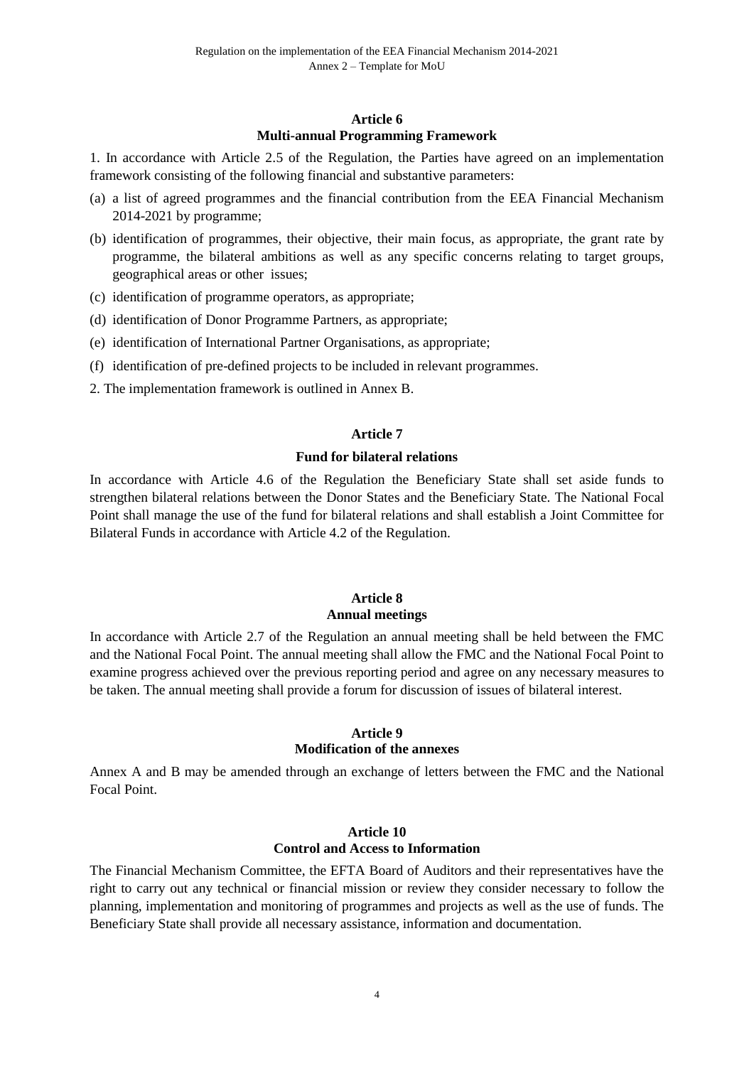## Article 6
## Multi-annual Programming Framework

1. In accordance with Article 2.5 of the Regulation, the Parties have agreed on an implementation framework consisting of the following financial and substantive parameters:

(a) a list of agreed programmes and the financial contribution from the EEA Financial Mechanism 2014-2021 by programme;

(b) identification of programmes, their objective, their main focus, as appropriate, the grant rate by programme, the bilateral ambitions as well as any specific concerns relating to target groups, geographical areas or other issues;

(c) identification of programme operators, as appropriate;

(d) identification of Donor Programme Partners, as appropriate;

(e) identification of International Partner Organisations, as appropriate;

(f) identification of pre-defined projects to be included in relevant programmes.

2. The implementation framework is outlined in Annex B.

## Article 7
## Fund for bilateral relations

In accordance with Article 4.6 of the Regulation the Beneficiary State shall set aside funds to strengthen bilateral relations between the Donor States and the Beneficiary State. The National Focal Point shall manage the use of the fund for bilateral relations and shall establish a Joint Committee for Bilateral Funds in accordance with Article 4.2 of the Regulation.

## Article 8
## Annual meetings

In accordance with Article 2.7 of the Regulation an annual meeting shall be held between the FMC and the National Focal Point. The annual meeting shall allow the FMC and the National Focal Point to examine progress achieved over the previous reporting period and agree on any necessary measures to be taken. The annual meeting shall provide a forum for discussion of issues of bilateral interest.

## Article 9
## Modification of the annexes

Annex A and B may be amended through an exchange of letters between the FMC and the National Focal Point.

## Article 10
## Control and Access to Information

The Financial Mechanism Committee, the EFTA Board of Auditors and their representatives have the right to carry out any technical or financial mission or review they consider necessary to follow the planning, implementation and monitoring of programmes and projects as well as the use of funds. The Beneficiary State shall provide all necessary assistance, information and documentation.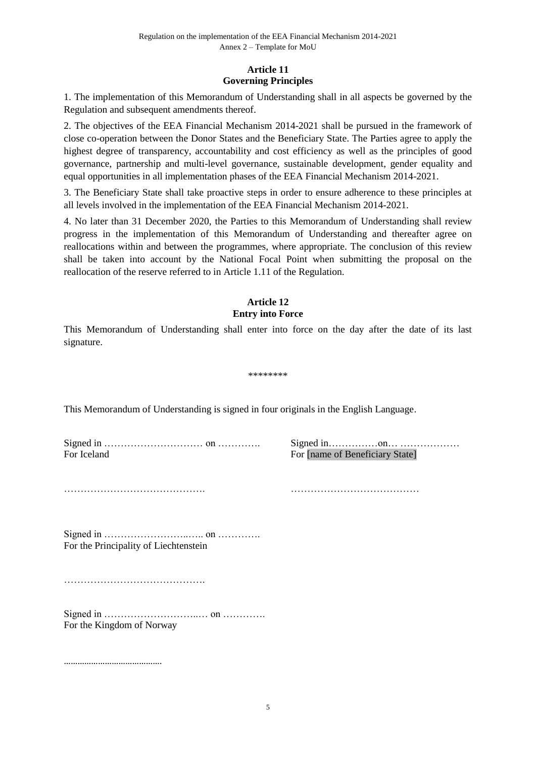**Article 11**
**Governing Principles**

1. The implementation of this Memorandum of Understanding shall in all aspects be governed by the Regulation and subsequent amendments thereof.

2. The objectives of the EEA Financial Mechanism 2014-2021 shall be pursued in the framework of close co-operation between the Donor States and the Beneficiary State. The Parties agree to apply the highest degree of transparency, accountability and cost efficiency as well as the principles of good governance, partnership and multi-level governance, sustainable development, gender equality and equal opportunities in all implementation phases of the EEA Financial Mechanism 2014-2021.

3. The Beneficiary State shall take proactive steps in order to ensure adherence to these principles at all levels involved in the implementation of the EEA Financial Mechanism 2014-2021.

4. No later than 31 December 2020, the Parties to this Memorandum of Understanding shall review progress in the implementation of this Memorandum of Understanding and thereafter agree on reallocations within and between the programmes, where appropriate. The conclusion of this review shall be taken into account by the National Focal Point when submitting the proposal on the reallocation of the reserve referred to in Article 1.11 of the Regulation.

**Article 12**
**Entry into Force**

This Memorandum of Understanding shall enter into force on the day after the date of its last signature.

\*\*\*\*\*\*\*\*

This Memorandum of Understanding is signed in four originals in the English Language.

Signed in ………………………… on ………….
For Iceland

…………………………………….

Signed in……………on… ………………
For [name of Beneficiary State]

…………………………………

Signed in ……………………..….. on ………….
For the Principality of Liechtenstein

…………………………………….

Signed in ………………………..… on ………….
For the Kingdom of Norway

…………………………………….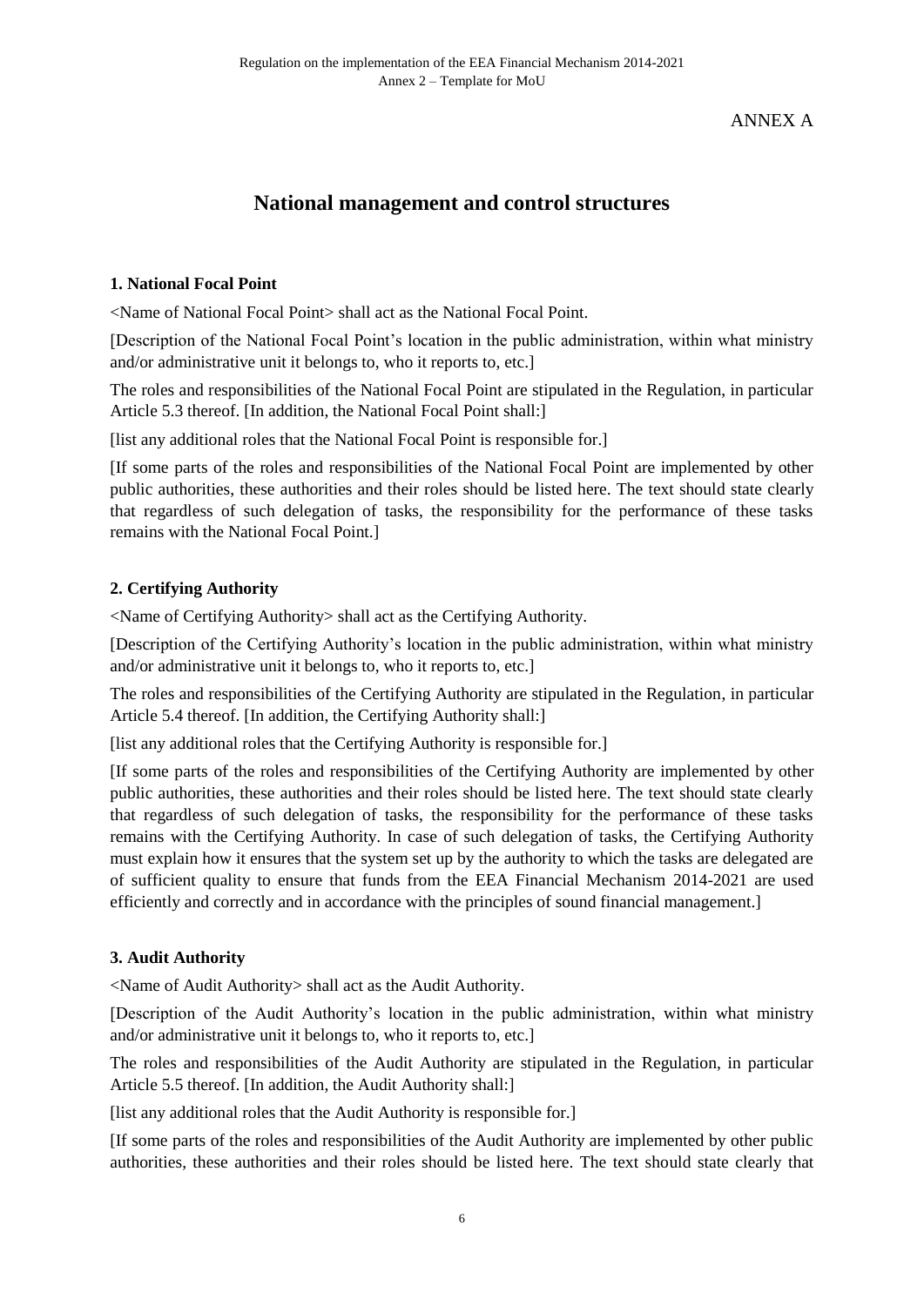ANNEX A

# National management and control structures

### 1. National Focal Point

<Name of National Focal Point> shall act as the National Focal Point.

[Description of the National Focal Point's location in the public administration, within what ministry and/or administrative unit it belongs to, who it reports to, etc.]

The roles and responsibilities of the National Focal Point are stipulated in the Regulation, in particular Article 5.3 thereof. [In addition, the National Focal Point shall:]

[list any additional roles that the National Focal Point is responsible for.]

[If some parts of the roles and responsibilities of the National Focal Point are implemented by other public authorities, these authorities and their roles should be listed here. The text should state clearly that regardless of such delegation of tasks, the responsibility for the performance of these tasks remains with the National Focal Point.]

### 2. Certifying Authority

<Name of Certifying Authority> shall act as the Certifying Authority.

[Description of the Certifying Authority's location in the public administration, within what ministry and/or administrative unit it belongs to, who it reports to, etc.]

The roles and responsibilities of the Certifying Authority are stipulated in the Regulation, in particular Article 5.4 thereof. [In addition, the Certifying Authority shall:]

[list any additional roles that the Certifying Authority is responsible for.]

[If some parts of the roles and responsibilities of the Certifying Authority are implemented by other public authorities, these authorities and their roles should be listed here. The text should state clearly that regardless of such delegation of tasks, the responsibility for the performance of these tasks remains with the Certifying Authority. In case of such delegation of tasks, the Certifying Authority must explain how it ensures that the system set up by the authority to which the tasks are delegated are of sufficient quality to ensure that funds from the EEA Financial Mechanism 2014-2021 are used efficiently and correctly and in accordance with the principles of sound financial management.]

### 3. Audit Authority

<Name of Audit Authority> shall act as the Audit Authority.

[Description of the Audit Authority's location in the public administration, within what ministry and/or administrative unit it belongs to, who it reports to, etc.]

The roles and responsibilities of the Audit Authority are stipulated in the Regulation, in particular Article 5.5 thereof. [In addition, the Audit Authority shall:]

[list any additional roles that the Audit Authority is responsible for.]

[If some parts of the roles and responsibilities of the Audit Authority are implemented by other public authorities, these authorities and their roles should be listed here. The text should state clearly that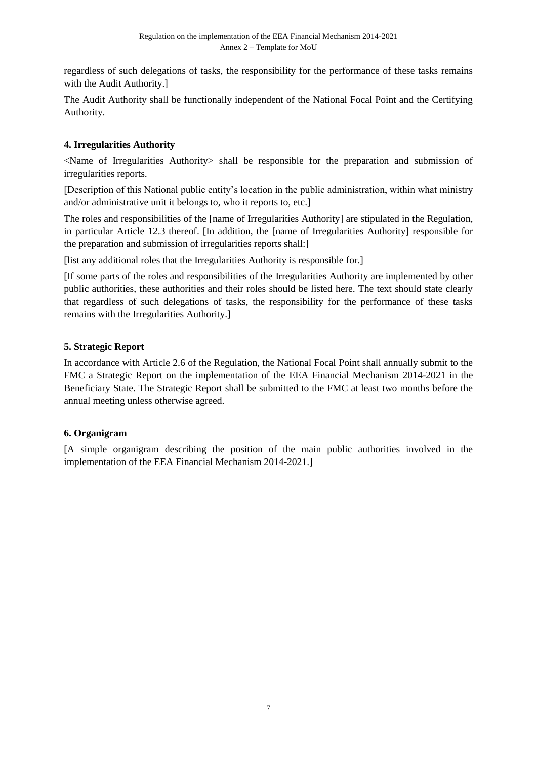regardless of such delegations of tasks, the responsibility for the performance of these tasks remains with the Audit Authority.]

The Audit Authority shall be functionally independent of the National Focal Point and the Certifying Authority.

## 4. Irregularities Authority

<Name of Irregularities Authority> shall be responsible for the preparation and submission of irregularities reports.

[Description of this National public entity's location in the public administration, within what ministry and/or administrative unit it belongs to, who it reports to, etc.]

The roles and responsibilities of the [name of Irregularities Authority] are stipulated in the Regulation, in particular Article 12.3 thereof. [In addition, the [name of Irregularities Authority] responsible for the preparation and submission of irregularities reports shall:]

[list any additional roles that the Irregularities Authority is responsible for.]

[If some parts of the roles and responsibilities of the Irregularities Authority are implemented by other public authorities, these authorities and their roles should be listed here. The text should state clearly that regardless of such delegations of tasks, the responsibility for the performance of these tasks remains with the Irregularities Authority.]

## 5. Strategic Report

In accordance with Article 2.6 of the Regulation, the National Focal Point shall annually submit to the FMC a Strategic Report on the implementation of the EEA Financial Mechanism 2014-2021 in the Beneficiary State. The Strategic Report shall be submitted to the FMC at least two months before the annual meeting unless otherwise agreed.

## 6. Organigram

[A simple organigram describing the position of the main public authorities involved in the implementation of the EEA Financial Mechanism 2014-2021.]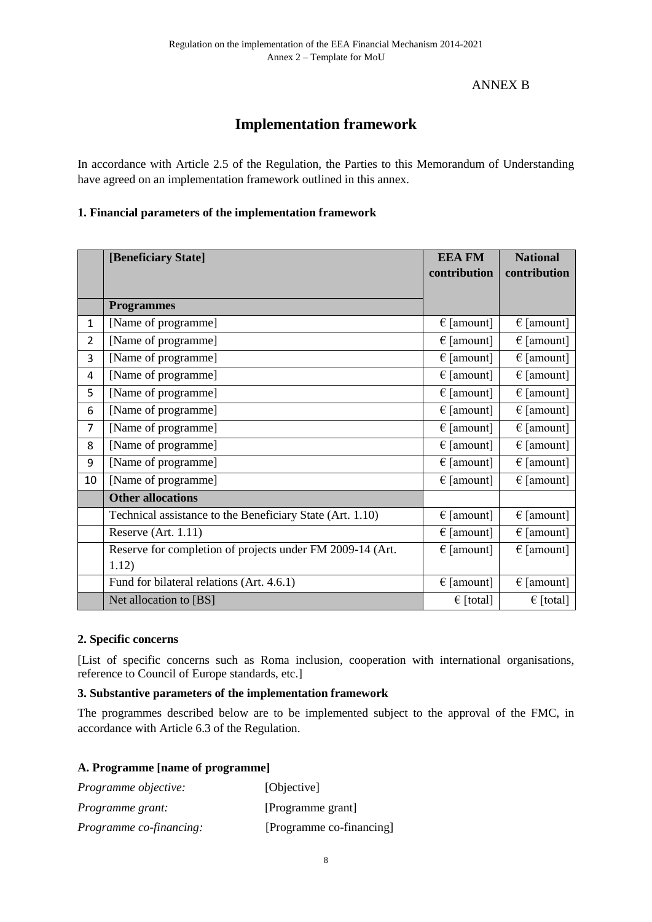ANNEX B

# Implementation framework

In accordance with Article 2.5 of the Regulation, the Parties to this Memorandum of Understanding have agreed on an implementation framework outlined in this annex.

### 1. Financial parameters of the implementation framework

| | [Beneficiary State] | EEA FM contribution | National contribution |
|---|---|---|---|
| | **Programmes** | | |
| 1 | [Name of programme] | € [amount] | € [amount] |
| 2 | [Name of programme] | € [amount] | € [amount] |
| 3 | [Name of programme] | € [amount] | € [amount] |
| 4 | [Name of programme] | € [amount] | € [amount] |
| 5 | [Name of programme] | € [amount] | € [amount] |
| 6 | [Name of programme] | € [amount] | € [amount] |
| 7 | [Name of programme] | € [amount] | € [amount] |
| 8 | [Name of programme] | € [amount] | € [amount] |
| 9 | [Name of programme] | € [amount] | € [amount] |
| 10 | [Name of programme] | € [amount] | € [amount] |
| | **Other allocations** | | |
| | Technical assistance to the Beneficiary State (Art. 1.10) | € [amount] | € [amount] |
| | Reserve (Art. 1.11) | € [amount] | € [amount] |
| | Reserve for completion of projects under FM 2009-14 (Art. 1.12) | € [amount] | € [amount] |
| | Fund for bilateral relations (Art. 4.6.1) | € [amount] | € [amount] |
| | Net allocation to [BS] | € [total] | € [total] |

### 2. Specific concerns

[List of specific concerns such as Roma inclusion, cooperation with international organisations, reference to Council of Europe standards, etc.]

### 3. Substantive parameters of the implementation framework

The programmes described below are to be implemented subject to the approval of the FMC, in accordance with Article 6.3 of the Regulation.

### A. Programme [name of programme]

*Programme objective:* [Objective]

*Programme grant:* [Programme grant]

*Programme co-financing:* [Programme co-financing]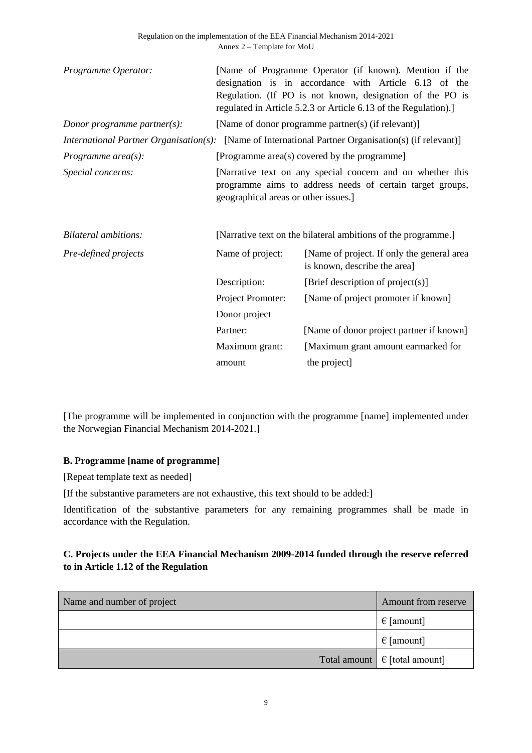| | |
|---|---|
| *Programme Operator:* | [Name of Programme Operator (if known). Mention if the designation is in accordance with Article 6.13 of the Regulation. (If PO is not known, designation of the PO is regulated in Article 5.2.3 or Article 6.13 of the Regulation).] |
| *Donor programme partner(s):* | [Name of donor programme partner(s) (if relevant)] |
| *International Partner Organisation(s):* | [Name of International Partner Organisation(s) (if relevant)] |
| *Programme area(s):* | [Programme area(s) covered by the programme] |
| *Special concerns:* | [Narrative text on any special concern and on whether this programme aims to address needs of certain target groups, geographical areas or other issues.] |
| *Bilateral ambitions:* | [Narrative text on the bilateral ambitions of the programme.] |

| | | |
|---|---|---|
| *Pre-defined projects* | Name of project: | [Name of project. If only the general area is known, describe the area] |
| | Description: | [Brief description of project(s)] |
| | Project Promoter: | [Name of project promoter if known] |
| | Donor project Partner: | [Name of donor project partner if known] |
| | Maximum grant: amount | [Maximum grant amount earmarked for the project] |

[The programme will be implemented in conjunction with the programme [name] implemented under the Norwegian Financial Mechanism 2014-2021.]

**B. Programme [name of programme]**

[Repeat template text as needed]

[If the substantive parameters are not exhaustive, this text should to be added:]

Identification of the substantive parameters for any remaining programmes shall be made in accordance with the Regulation.

**C. Projects under the EEA Financial Mechanism 2009-2014 funded through the reserve referred to in Article 1.12 of the Regulation**

| Name and number of project | Amount from reserve |
|---|---|
| | € [amount] |
| | € [amount] |
| Total amount | € [total amount] |